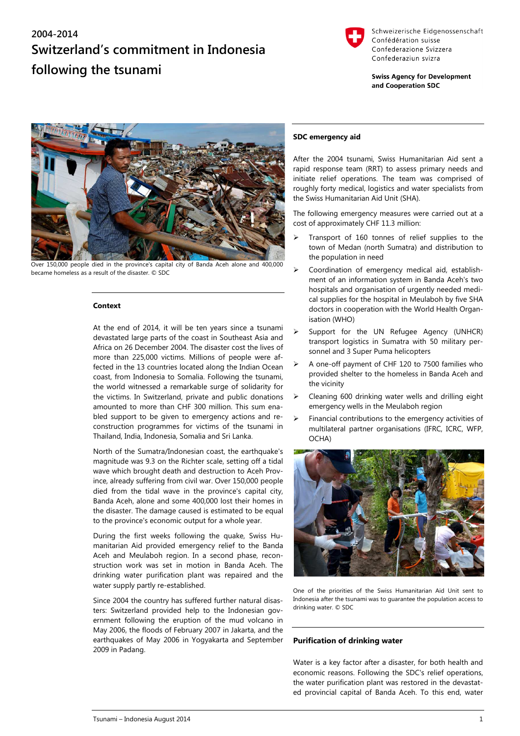2004-2014

# Switzerland's commitment in Indonesia following the tsunami

Schweizerische Eidgenossenschaft
Confédération suisse
Confederazione Svizzera
Confederaziun svizra

**Swiss Agency for Development and Cooperation SDC**

Over 150,000 people died in the province's capital city of Banda Aceh alone and 400,000 became homeless as a result of the disaster. © SDC

## Context

At the end of 2014, it will be ten years since a tsunami devastated large parts of the coast in Southeast Asia and Africa on 26 December 2004. The disaster cost the lives of more than 225,000 victims. Millions of people were affected in the 13 countries located along the Indian Ocean coast, from Indonesia to Somalia. Following the tsunami, the world witnessed a remarkable surge of solidarity for the victims. In Switzerland, private and public donations amounted to more than CHF 300 million. This sum enabled support to be given to emergency actions and reconstruction programmes for victims of the tsunami in Thailand, India, Indonesia, Somalia and Sri Lanka.

North of the Sumatra/Indonesian coast, the earthquake's magnitude was 9.3 on the Richter scale, setting off a tidal wave which brought death and destruction to Aceh Province, already suffering from civil war. Over 150,000 people died from the tidal wave in the province's capital city, Banda Aceh, alone and some 400,000 lost their homes in the disaster. The damage caused is estimated to be equal to the province's economic output for a whole year.

During the first weeks following the quake, Swiss Humanitarian Aid provided emergency relief to the Banda Aceh and Meulaboh region. In a second phase, reconstruction work was set in motion in Banda Aceh. The drinking water purification plant was repaired and the water supply partly re-established.

Since 2004 the country has suffered further natural disasters: Switzerland provided help to the Indonesian government following the eruption of the mud volcano in May 2006, the floods of February 2007 in Jakarta, and the earthquakes of May 2006 in Yogyakarta and September 2009 in Padang.

## SDC emergency aid

After the 2004 tsunami, Swiss Humanitarian Aid sent a rapid response team (RRT) to assess primary needs and initiate relief operations. The team was comprised of roughly forty medical, logistics and water specialists from the Swiss Humanitarian Aid Unit (SHA).

The following emergency measures were carried out at a cost of approximately CHF 11.3 million:

- Transport of 160 tonnes of relief supplies to the town of Medan (north Sumatra) and distribution to the population in need
- Coordination of emergency medical aid, establishment of an information system in Banda Aceh's two hospitals and organisation of urgently needed medical supplies for the hospital in Meulaboh by five SHA doctors in cooperation with the World Health Organisation (WHO)
- Support for the UN Refugee Agency (UNHCR) transport logistics in Sumatra with 50 military personnel and 3 Super Puma helicopters
- A one-off payment of CHF 120 to 7500 families who provided shelter to the homeless in Banda Aceh and the vicinity
- Cleaning 600 drinking water wells and drilling eight emergency wells in the Meulaboh region
- Financial contributions to the emergency activities of multilateral partner organisations (IFRC, ICRC, WFP, OCHA)

One of the priorities of the Swiss Humanitarian Aid Unit sent to Indonesia after the tsunami was to guarantee the population access to drinking water. © SDC

## Purification of drinking water

Water is a key factor after a disaster, for both health and economic reasons. Following the SDC's relief operations, the water purification plant was restored in the devastated provincial capital of Banda Aceh. To this end, water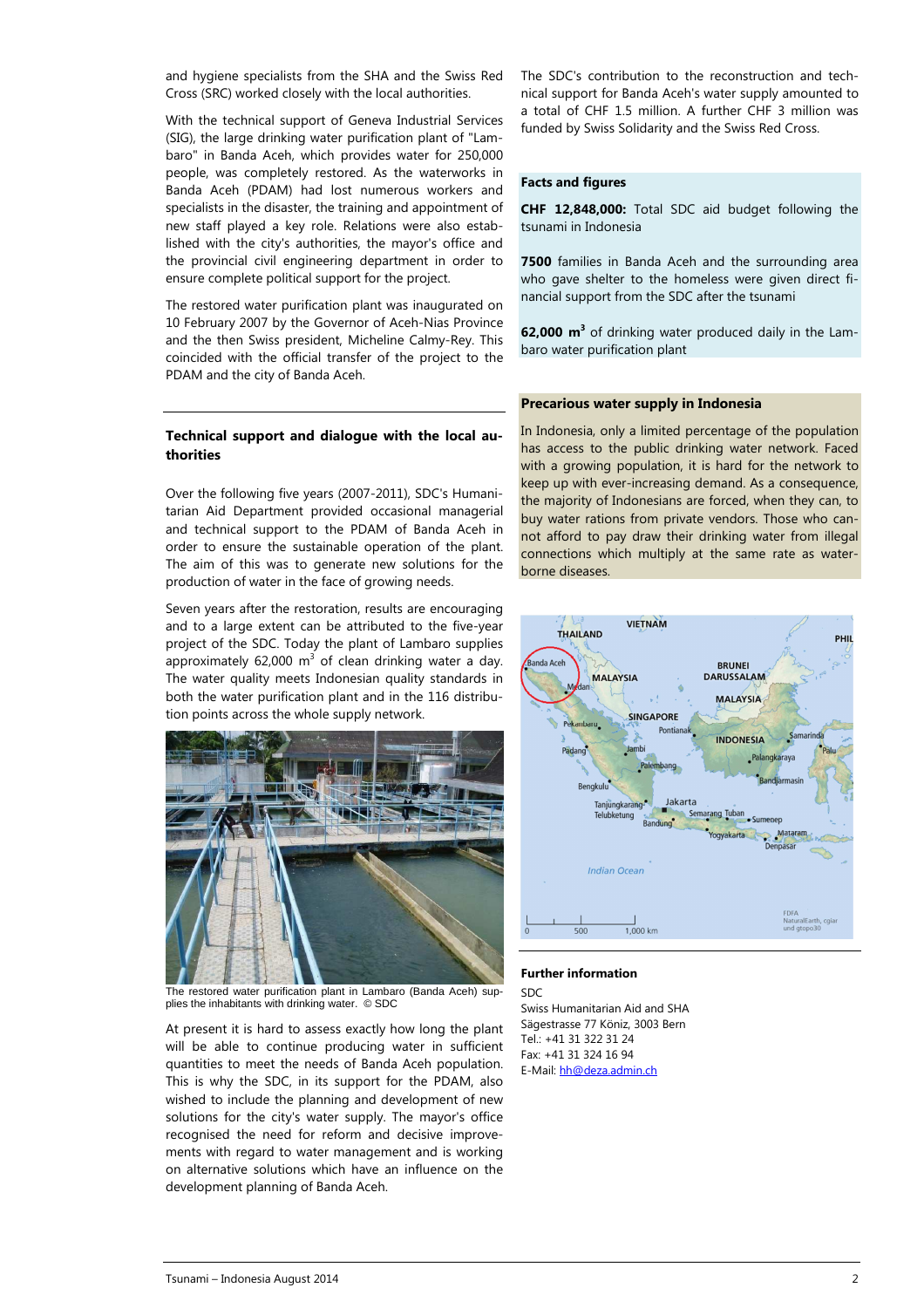and hygiene specialists from the SHA and the Swiss Red Cross (SRC) worked closely with the local authorities.

With the technical support of Geneva Industrial Services (SIG), the large drinking water purification plant of "Lambaro" in Banda Aceh, which provides water for 250,000 people, was completely restored. As the waterworks in Banda Aceh (PDAM) had lost numerous workers and specialists in the disaster, the training and appointment of new staff played a key role. Relations were also established with the city's authorities, the mayor's office and the provincial civil engineering department in order to ensure complete political support for the project.

The restored water purification plant was inaugurated on 10 February 2007 by the Governor of Aceh-Nias Province and the then Swiss president, Micheline Calmy-Rey. This coincided with the official transfer of the project to the PDAM and the city of Banda Aceh.

## Technical support and dialogue with the local authorities

Over the following five years (2007-2011), SDC's Humanitarian Aid Department provided occasional managerial and technical support to the PDAM of Banda Aceh in order to ensure the sustainable operation of the plant. The aim of this was to generate new solutions for the production of water in the face of growing needs.

Seven years after the restoration, results are encouraging and to a large extent can be attributed to the five-year project of the SDC. Today the plant of Lambaro supplies approximately 62,000 $m^3$ of clean drinking water a day. The water quality meets Indonesian quality standards in both the water purification plant and in the 116 distribution points across the whole supply network.

The restored water purification plant in Lambaro (Banda Aceh) supplies the inhabitants with drinking water. © SDC

At present it is hard to assess exactly how long the plant will be able to continue producing water in sufficient quantities to meet the needs of Banda Aceh population. This is why the SDC, in its support for the PDAM, also wished to include the planning and development of new solutions for the city's water supply. The mayor's office recognised the need for reform and decisive improvements with regard to water management and is working on alternative solutions which have an influence on the development planning of Banda Aceh.

The SDC's contribution to the reconstruction and technical support for Banda Aceh's water supply amounted to a total of CHF 1.5 million. A further CHF 3 million was funded by Swiss Solidarity and the Swiss Red Cross.

### Facts and figures

**CHF 12,848,000:** Total SDC aid budget following the tsunami in Indonesia

**7500** families in Banda Aceh and the surrounding area who gave shelter to the homeless were given direct financial support from the SDC after the tsunami

**62,000 $m^3$** of drinking water produced daily in the Lambaro water purification plant

### Precarious water supply in Indonesia

In Indonesia, only a limited percentage of the population has access to the public drinking water network. Faced with a growing population, it is hard for the network to keep up with ever-increasing demand. As a consequence, the majority of Indonesians are forced, when they can, to buy water rations from private vendors. Those who cannot afford to pay draw their drinking water from illegal connections which multiply at the same rate as water-borne diseases.

THAILAND
VIETNAM
PHIL
Banda Aceh
MALAYSIA
BRUNEI DARUSSALAM
Medan
MALAYSIA
SINGAPORE
Pekanbaru
Pontianak
INDONESIA
Samarinda
Padang
Jambi
Palu
Palangkaraya
Palembang
Bandjarmasin
Bengkulu
Tanjungkarang
Telukbetung
Jakarta
Semarang
Tuban
Bandung
Surabaya
Yogyakarta
Mataram
Denpasar
Indian Ocean
0
500
1,000 km
FDFA
NaturalEarth, cgiar und gtopo30

### Further information

SDC
Swiss Humanitarian Aid and SHA
Sägestrasse 77 Köniz, 3003 Bern
Tel.: +41 31 322 31 24
Fax: +41 31 324 16 94
E-Mail: hh@deza.admin.ch